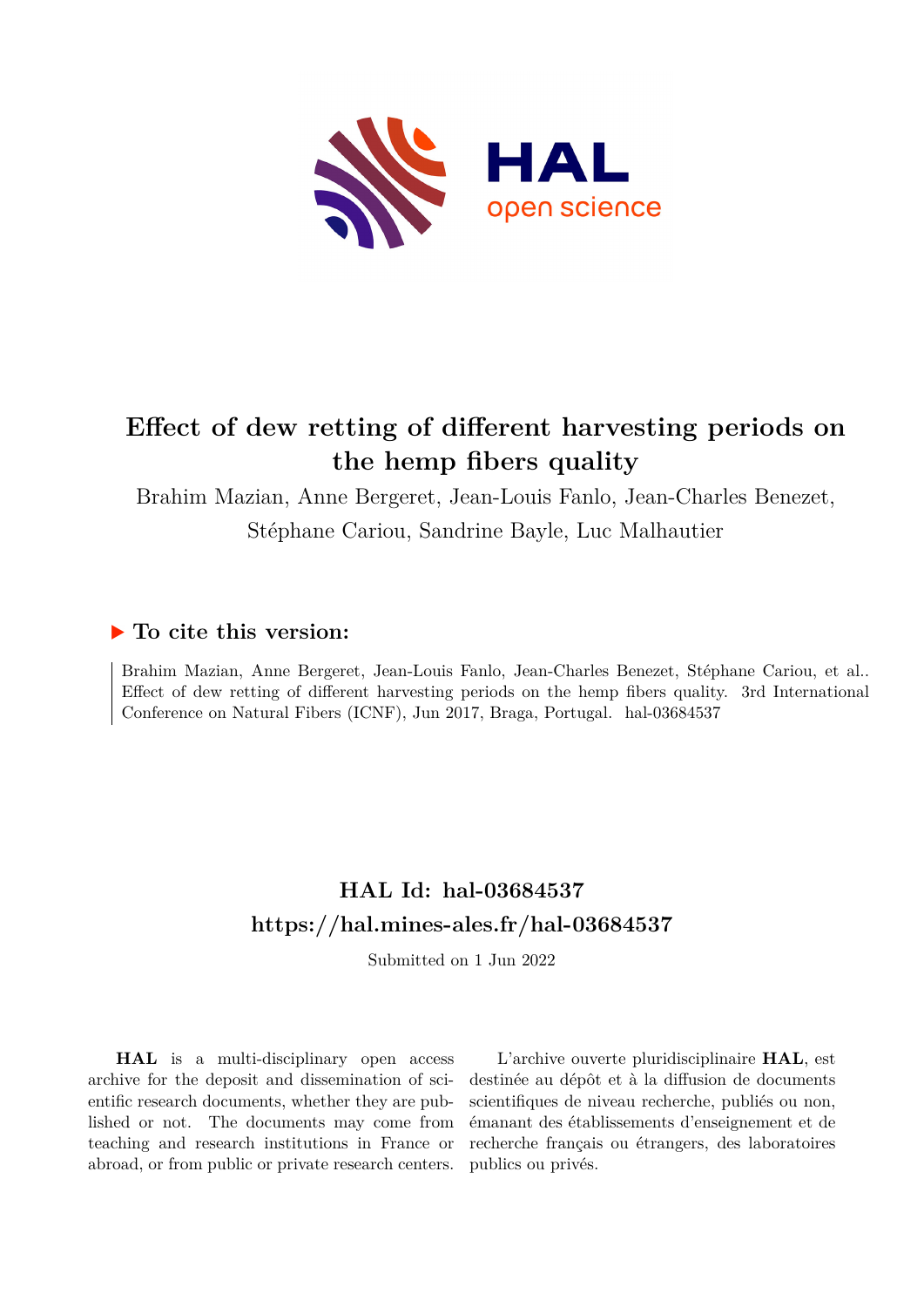# Effect of dew retting of different harvesting periods on the hemp fibers quality

Brahim Mazian, Anne Bergeret, Jean-Louis Fanlo, Jean-Charles Benezet, Stéphane Cariou, Sandrine Bayle, Luc Malhautier

## ▶ To cite this version:

Brahim Mazian, Anne Bergeret, Jean-Louis Fanlo, Jean-Charles Benezet, Stéphane Cariou, et al.. Effect of dew retting of different harvesting periods on the hemp fibers quality. 3rd International Conference on Natural Fibers (ICNF), Jun 2017, Braga, Portugal. hal-03684537

## HAL Id: hal-03684537
## https://hal.mines-ales.fr/hal-03684537

Submitted on 1 Jun 2022

**HAL** is a multi-disciplinary open access archive for the deposit and dissemination of scientific research documents, whether they are published or not. The documents may come from teaching and research institutions in France or abroad, or from public or private research centers.

L'archive ouverte pluridisciplinaire **HAL**, est destinée au dépôt et à la diffusion de documents scientifiques de niveau recherche, publiés ou non, émanant des établissements d'enseignement et de recherche français ou étrangers, des laboratoires publics ou privés.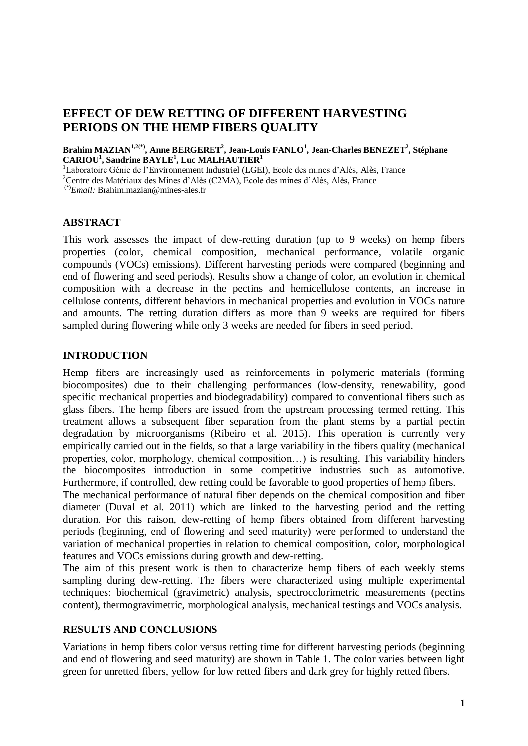# EFFECT OF DEW RETTING OF DIFFERENT HARVESTING PERIODS ON THE HEMP FIBERS QUALITY

**Brahim MAZIAN[1,2(*)], Anne BERGERET[2], Jean-Louis FANLO[1], Jean-Charles BENEZET[2], Stéphane CARIOU[1], Sandrine BAYLE[1], Luc MALHAUTIER[1]**

[1]Laboratoire Génie de l'Environnement Industriel (LGEI), Ecole des mines d'Alès, Alès, France
[2]Centre des Matériaux des Mines d'Alès (C2MA), Ecole des Mines d'Alès, Alès, France
[(*)]*Email:* Brahim.mazian@mines-ales.fr

## ABSTRACT

This work assesses the impact of dew-retting duration (up to 9 weeks) on hemp fibers properties (color, chemical composition, mechanical performance, volatile organic compounds (VOCs) emissions). Different harvesting periods were compared (beginning and end of flowering and seed periods). Results show a change of color, an evolution in chemical composition with a decrease in the pectins and hemicellulose contents, an increase in cellulose contents, different behaviors in mechanical properties and evolution in VOCs nature and amounts. The retting duration differs as more than 9 weeks are required for fibers sampled during flowering while only 3 weeks are needed for fibers in seed period.

## INTRODUCTION

Hemp fibers are increasingly used as reinforcements in polymeric materials (forming biocomposites) due to their challenging performances (low-density, renewability, good specific mechanical properties and biodegradability) compared to conventional fibers such as glass fibers. The hemp fibers are issued from the upstream processing termed retting. This treatment allows a subsequent fiber separation from the plant stems by a partial pectin degradation by microorganisms (Ribeiro et al. 2015). This operation is currently very empirically carried out in the fields, so that a large variability in the fibers quality (mechanical properties, color, morphology, chemical composition…) is resulting. This variability hinders the biocomposites introduction in some competitive industries such as automotive. Furthermore, if controlled, dew retting could be favorable to good properties of hemp fibers.

The mechanical performance of natural fiber depends on the chemical composition and fiber diameter (Duval et al. 2011) which are linked to the harvesting period and the retting duration. For this raison, dew-retting of hemp fibers obtained from different harvesting periods (beginning, end of flowering and seed maturity) were performed to understand the variation of mechanical properties in relation to chemical composition, color, morphological features and VOCs emissions during growth and dew-retting.

The aim of this present work is then to characterize hemp fibers of each weekly stems sampling during dew-retting. The fibers were characterized using multiple experimental techniques: biochemical (gravimetric) analysis, spectrocolorimetric measurements (pectins content), thermogravimetric, morphological analysis, mechanical testings and VOCs analysis.

## RESULTS AND CONCLUSIONS

Variations in hemp fibers color versus retting time for different harvesting periods (beginning and end of flowering and seed maturity) are shown in Table 1. The color varies between light green for unretted fibers, yellow for low retted fibers and dark grey for highly retted fibers.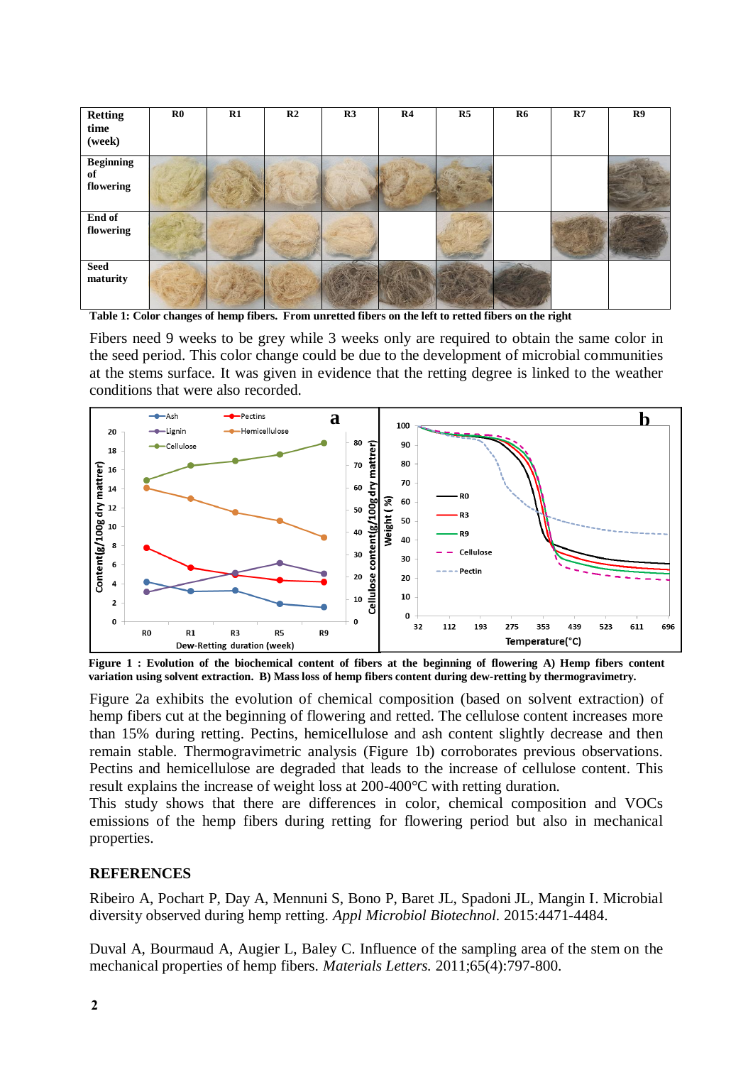| Retting time (week) | R0 | R1 | R2 | R3 | R4 | R5 | R6 | R7 | R9 |
|---|---|---|---|---|---|---|---|---|---|
| Beginning of flowering | | | | | | | | | |
| End of flowering | | | | | | | | | |
| Seed maturity | | | | | | | | | |

**Table 1: Color changes of hemp fibers. From unretted fibers on the left to retted fibers on the right**

Fibers need 9 weeks to be grey while 3 weeks only are required to obtain the same color in the seed period. This color change could be due to the development of microbial communities at the stems surface. It was given in evidence that the retting degree is linked to the weather conditions that were also recorded.

a

Ash
Pectins
Lignin
Hemicellulose
Cellulose

Content(g/100g dry mattrer)
20
18
16
14
12
10
8
6
4
2
0

Cellulose content(g/100g dry mattrer)
80
70
60
50
40
30
20
10
0

R0
R1
R3
R5
R9

Dew-Retting duration (week)

b

Weight ( %)
100
90
80
70
60
50
40
30
20
10
0

R0
R3
R9
Cellulose
Pectin

32
112
193
275
353
439
523
611
696

Temperature(°C)

**Figure 1 : Evolution of the biochemical content of fibers at the beginning of flowering A) Hemp fibers content variation using solvent extraction. B) Mass loss of hemp fibers content during dew-retting by thermogravimetry.**

Figure 2a exhibits the evolution of chemical composition (based on solvent extraction) of hemp fibers cut at the beginning of flowering and retted. The cellulose content increases more than 15% during retting. Pectins, hemicellulose and ash content slightly decrease and then remain stable. Thermogravimetric analysis (Figure 1b) corroborates previous observations. Pectins and hemicellulose are degraded that leads to the increase of cellulose content. This result explains the increase of weight loss at 200-400°C with retting duration.

This study shows that there are differences in color, chemical composition and VOCs emissions of the hemp fibers during retting for flowering period but also in mechanical properties.

## REFERENCES

Ribeiro A, Pochart P, Day A, Mennuni S, Bono P, Baret JL, Spadoni JL, Mangin I. Microbial diversity observed during hemp retting. *Appl Microbiol Biotechnol.* 2015:4471-4484.

Duval A, Bourmaud A, Augier L, Baley C. Influence of the sampling area of the stem on the mechanical properties of hemp fibers. *Materials Letters.* 2011;65(4):797-800.